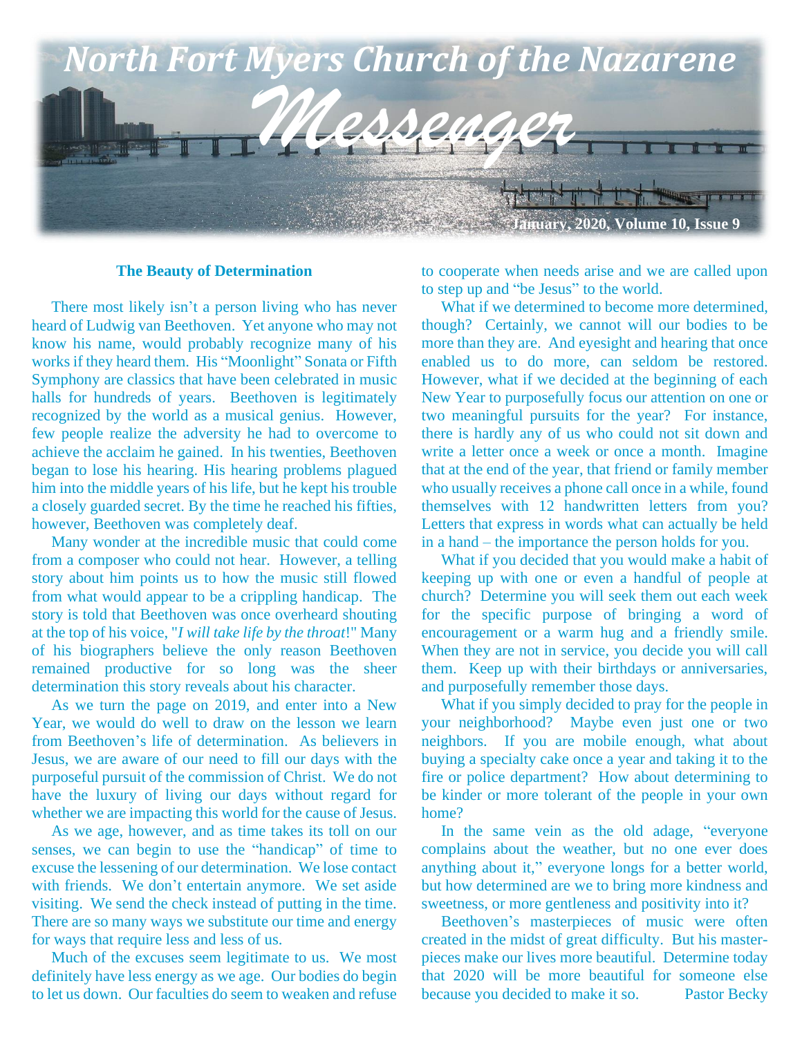# North Fort Myers Church of the Nazarene

# *Messenger*

January, 2020, Volume 10, Issue 9

### The Beauty of Determination

There most likely isn't a person living who has never heard of Ludwig van Beethoven. Yet anyone who may not know his name, would probably recognize many of his works if they heard them. His "Moonlight" Sonata or Fifth Symphony are classics that have been celebrated in music halls for hundreds of years. Beethoven is legitimately recognized by the world as a musical genius. However, few people realize the adversity he had to overcome to achieve the acclaim he gained. In his twenties, Beethoven began to lose his hearing. His hearing problems plagued him into the middle years of his life, but he kept his trouble a closely guarded secret. By the time he reached his fifties, however, Beethoven was completely deaf.

Many wonder at the incredible music that could come from a composer who could not hear. However, a telling story about him points us to how the music still flowed from what would appear to be a crippling handicap. The story is told that Beethoven was once overheard shouting at the top of his voice, "*I will take life by the throat*!" Many of his biographers believe the only reason Beethoven remained productive for so long was the sheer determination this story reveals about his character.

As we turn the page on 2019, and enter into a New Year, we would do well to draw on the lesson we learn from Beethoven's life of determination. As believers in Jesus, we are aware of our need to fill our days with the purposeful pursuit of the commission of Christ. We do not have the luxury of living our days without regard for whether we are impacting this world for the cause of Jesus.

As we age, however, and as time takes its toll on our senses, we can begin to use the "handicap" of time to excuse the lessening of our determination. We lose contact with friends. We don't entertain anymore. We set aside visiting. We send the check instead of putting in the time. There are so many ways we substitute our time and energy for ways that require less and less of us.

Much of the excuses seem legitimate to us. We most definitely have less energy as we age. Our bodies do begin to let us down. Our faculties do seem to weaken and refuse to cooperate when needs arise and we are called upon to step up and "be Jesus" to the world.

What if we determined to become more determined, though? Certainly, we cannot will our bodies to be more than they are. And eyesight and hearing that once enabled us to do more, can seldom be restored. However, what if we decided at the beginning of each New Year to purposefully focus our attention on one or two meaningful pursuits for the year? For instance, there is hardly any of us who could not sit down and write a letter once a week or once a month. Imagine that at the end of the year, that friend or family member who usually receives a phone call once in a while, found themselves with 12 handwritten letters from you? Letters that express in words what can actually be held in a hand – the importance the person holds for you.

What if you decided that you would make a habit of keeping up with one or even a handful of people at church? Determine you will seek them out each week for the specific purpose of bringing a word of encouragement or a warm hug and a friendly smile. When they are not in service, you decide you will call them. Keep up with their birthdays or anniversaries, and purposefully remember those days.

What if you simply decided to pray for the people in your neighborhood? Maybe even just one or two neighbors. If you are mobile enough, what about buying a specialty cake once a year and taking it to the fire or police department? How about determining to be kinder or more tolerant of the people in your own home?

In the same vein as the old adage, "everyone complains about the weather, but no one ever does anything about it," everyone longs for a better world, but how determined are we to bring more kindness and sweetness, or more gentleness and positivity into it?

Beethoven's masterpieces of music were often created in the midst of great difficulty. But his masterpieces make our lives more beautiful. Determine today that 2020 will be more beautiful for someone else because you decided to make it so. Pastor Becky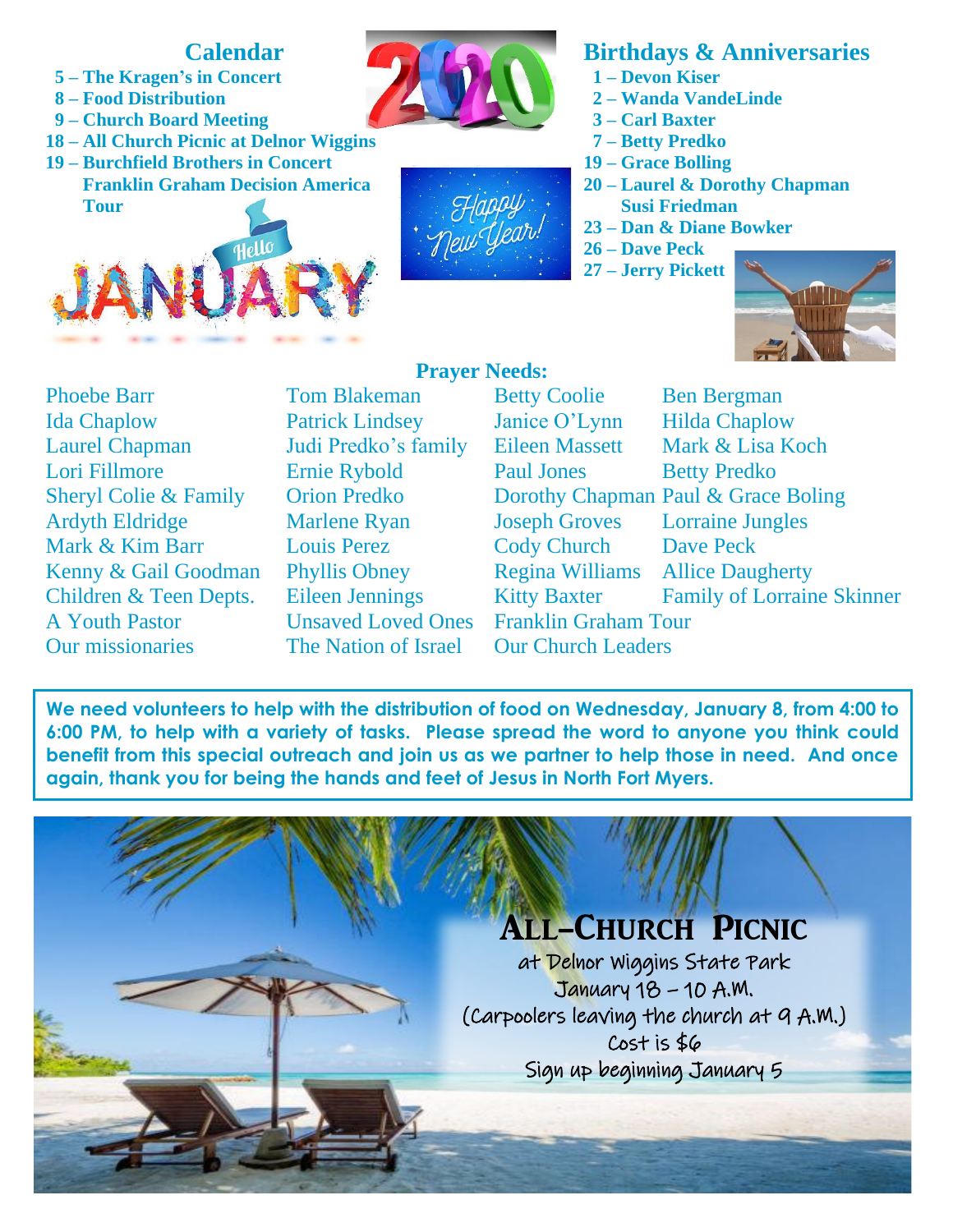## Calendar

**5 – The Kragen's in Concert**
**8 – Food Distribution**
**9 – Church Board Meeting**
**18 – All Church Picnic at Delnor Wiggins**
**19 – Burchfield Brothers in Concert**
**Franklin Graham Decision America Tour**

## Birthdays & Anniversaries

**1 – Devon Kiser**
**2 – Wanda VandeLinde**
**3 – Carl Baxter**
**7 – Betty Predko**
**19 – Grace Bolling**
**20 – Laurel & Dorothy Chapman**
**Susi Friedman**
**23 – Dan & Diane Bowker**
**26 – Dave Peck**
**27 – Jerry Pickett**

## Prayer Needs:

Phoebe Barr
Ida Chaplow
Laurel Chapman
Lori Fillmore
Sheryl Colie & Family
Ardyth Eldridge
Mark & Kim Barr
Kenny & Gail Goodman
Children & Teen Depts.
A Youth Pastor
Our missionaries
Tom Blakeman
Patrick Lindsey
Judi Predko's family
Ernie Rybold
Orion Predko
Marlene Ryan
Louis Perez
Phyllis Obney
Eileen Jennings
Unsaved Loved Ones
The Nation of Israel
Betty Coolie
Janice O'Lynn
Eileen Massett
Paul Jones
Dorothy Chapman
Joseph Groves
Cody Church
Regina Williams
Kitty Baxter
Franklin Graham Tour
Our Church Leaders
Ben Bergman
Hilda Chaplow
Mark & Lisa Koch
Betty Predko
Paul & Grace Boling
Lorraine Jungles
Dave Peck
Allice Daugherty
Family of Lorraine Skinner

**We need volunteers to help with the distribution of food on Wednesday, January 8, from 4:00 to 6:00 PM, to help with a variety of tasks. Please spread the word to anyone you think could benefit from this special outreach and join us as we partner to help those in need. And once again, thank you for being the hands and feet of Jesus in North Fort Myers.**

## All-Church Picnic

at Delnor Wiggins State Park
January 18 – 10 A.M.
(Carpoolers leaving the church at 9 A.M.)
Cost is $6
Sign up beginning January 5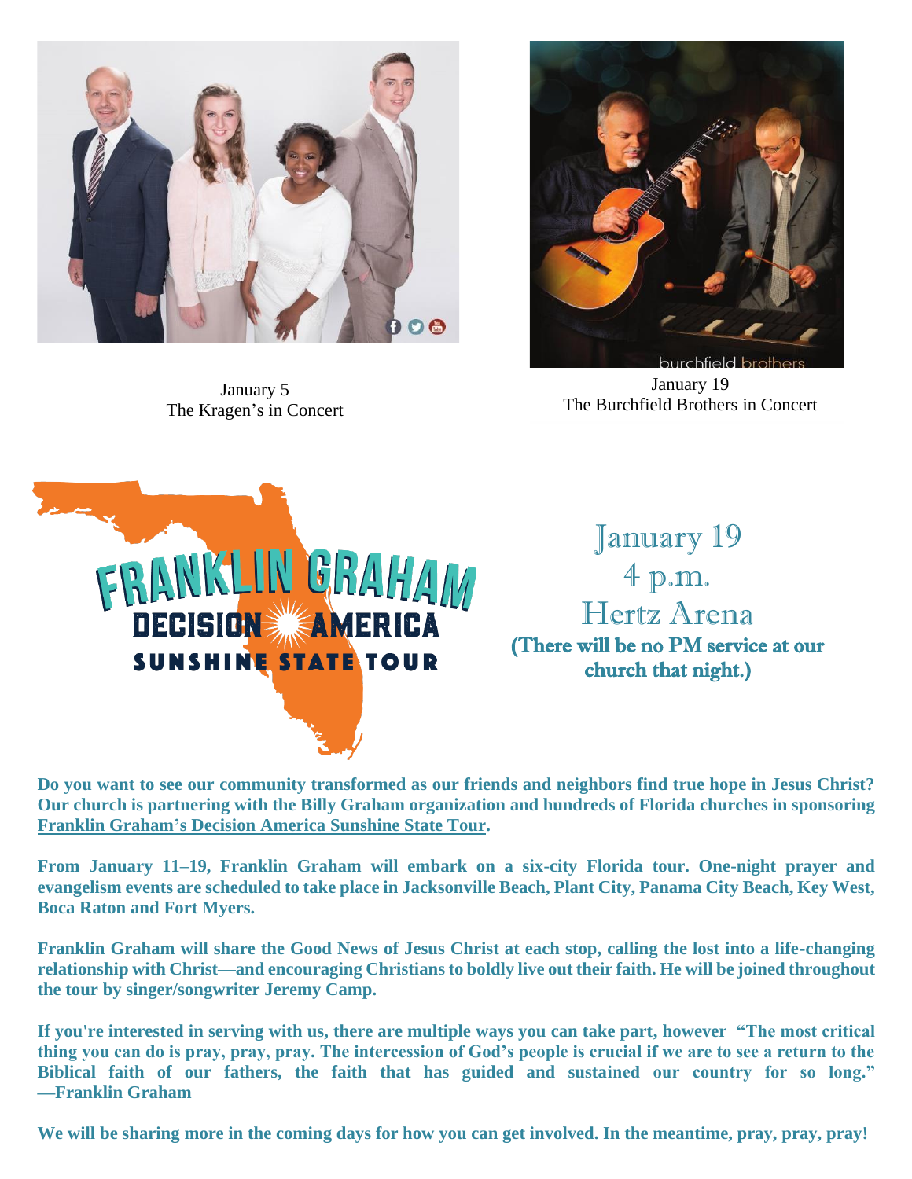January 5
The Kragen's in Concert

January 19
The Burchfield Brothers in Concert

FRANKLIN GRAHAM
DECISION AMERICA
SUNSHINE STATE TOUR

January 19
4 p.m.
Hertz Arena
**(There will be no PM service at our church that night.)**

**Do you want to see our community transformed as our friends and neighbors find true hope in Jesus Christ? Our church is partnering with the Billy Graham organization and hundreds of Florida churches in sponsoring Franklin Graham's Decision America Sunshine State Tour.**

**From January 11–19, Franklin Graham will embark on a six-city Florida tour. One-night prayer and evangelism events are scheduled to take place in Jacksonville Beach, Plant City, Panama City Beach, Key West, Boca Raton and Fort Myers.**

**Franklin Graham will share the Good News of Jesus Christ at each stop, calling the lost into a life-changing relationship with Christ—and encouraging Christians to boldly live out their faith. He will be joined throughout the tour by singer/songwriter Jeremy Camp.**

**If you're interested in serving with us, there are multiple ways you can take part, however "The most critical thing you can do is pray, pray, pray. The intercession of God's people is crucial if we are to see a return to the Biblical faith of our fathers, the faith that has guided and sustained our country for so long." —Franklin Graham**

**We will be sharing more in the coming days for how you can get involved. In the meantime, pray, pray, pray!**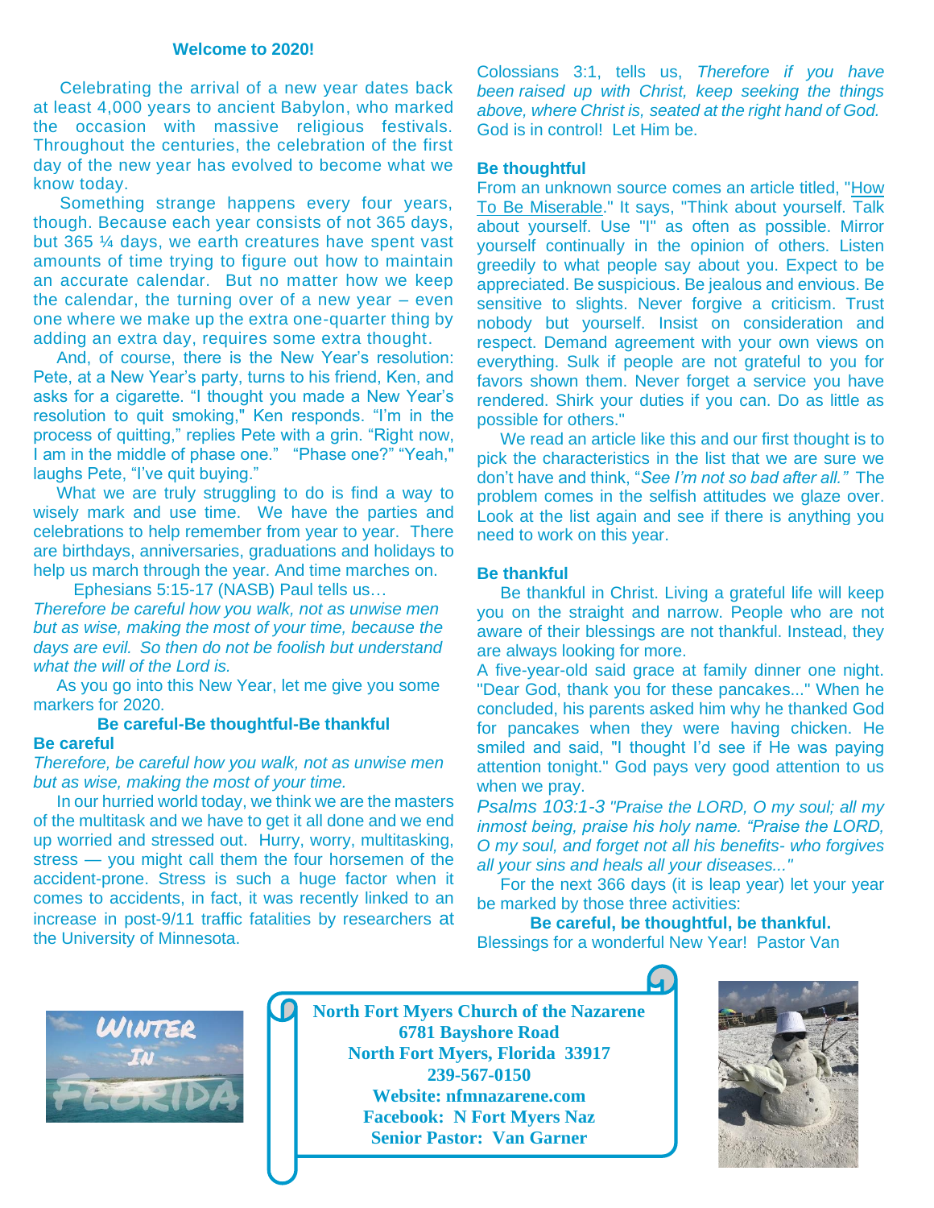## Welcome to 2020!

Celebrating the arrival of a new year dates back at least 4,000 years to ancient Babylon, who marked the occasion with massive religious festivals. Throughout the centuries, the celebration of the first day of the new year has evolved to become what we know today.

Something strange happens every four years, though. Because each year consists of not 365 days, but 365 ¼ days, we earth creatures have spent vast amounts of time trying to figure out how to maintain an accurate calendar. But no matter how we keep the calendar, the turning over of a new year – even one where we make up the extra one-quarter thing by adding an extra day, requires some extra thought.

And, of course, there is the New Year's resolution: Pete, at a New Year's party, turns to his friend, Ken, and asks for a cigarette. "I thought you made a New Year's resolution to quit smoking," Ken responds. "I'm in the process of quitting," replies Pete with a grin. "Right now, I am in the middle of phase one." "Phase one?" "Yeah," laughs Pete, "I've quit buying."

What we are truly struggling to do is find a way to wisely mark and use time. We have the parties and celebrations to help remember from year to year. There are birthdays, anniversaries, graduations and holidays to help us march through the year. And time marches on.

Ephesians 5:15-17 (NASB) Paul tells us…

*Therefore be careful how you walk, not as unwise men but as wise, making the most of your time, because the days are evil. So then do not be foolish but understand what the will of the Lord is.*

As you go into this New Year, let me give you some markers for 2020.

**Be careful-Be thoughtful-Be thankful**

**Be careful**

*Therefore, be careful how you walk, not as unwise men but as wise, making the most of your time.*

In our hurried world today, we think we are the masters of the multitask and we have to get it all done and we end up worried and stressed out. Hurry, worry, multitasking, stress — you might call them the four horsemen of the accident-prone. Stress is such a huge factor when it comes to accidents, in fact, it was recently linked to an increase in post-9/11 traffic fatalities by researchers at the University of Minnesota.

Colossians 3:1, tells us, *Therefore if you have been raised up with Christ, keep seeking the things above, where Christ is, seated at the right hand of God.* God is in control! Let Him be.

**Be thoughtful**

From an unknown source comes an article titled, "How To Be Miserable." It says, "Think about yourself. Talk about yourself. Use "I" as often as possible. Mirror yourself continually in the opinion of others. Listen greedily to what people say about you. Expect to be appreciated. Be suspicious. Be jealous and envious. Be sensitive to slights. Never forgive a criticism. Trust nobody but yourself. Insist on consideration and respect. Demand agreement with your own views on everything. Sulk if people are not grateful to you for favors shown them. Never forget a service you have rendered. Shirk your duties if you can. Do as little as possible for others."

We read an article like this and our first thought is to pick the characteristics in the list that we are sure we don't have and think, "*See I'm not so bad after all.*" The problem comes in the selfish attitudes we glaze over. Look at the list again and see if there is anything you need to work on this year.

**Be thankful**

Be thankful in Christ. Living a grateful life will keep you on the straight and narrow. People who are not aware of their blessings are not thankful. Instead, they are always looking for more.

A five-year-old said grace at family dinner one night. "Dear God, thank you for these pancakes..." When he concluded, his parents asked him why he thanked God for pancakes when they were having chicken. He smiled and said, "I thought I'd see if He was paying attention tonight." God pays very good attention to us when we pray.

*Psalms 103:1-3 "Praise the LORD, O my soul; all my inmost being, praise his holy name. "Praise the LORD, O my soul, and forget not all his benefits- who forgives all your sins and heals all your diseases..."*

For the next 366 days (it is leap year) let your year be marked by those three activities:

**Be careful, be thoughtful, be thankful.**

Blessings for a wonderful New Year! Pastor Van

**North Fort Myers Church of the Nazarene**
**6781 Bayshore Road**
**North Fort Myers, Florida 33917**
**239-567-0150**
**Website: nfmnazarene.com**
**Facebook: N Fort Myers Naz**
**Senior Pastor: Van Garner**